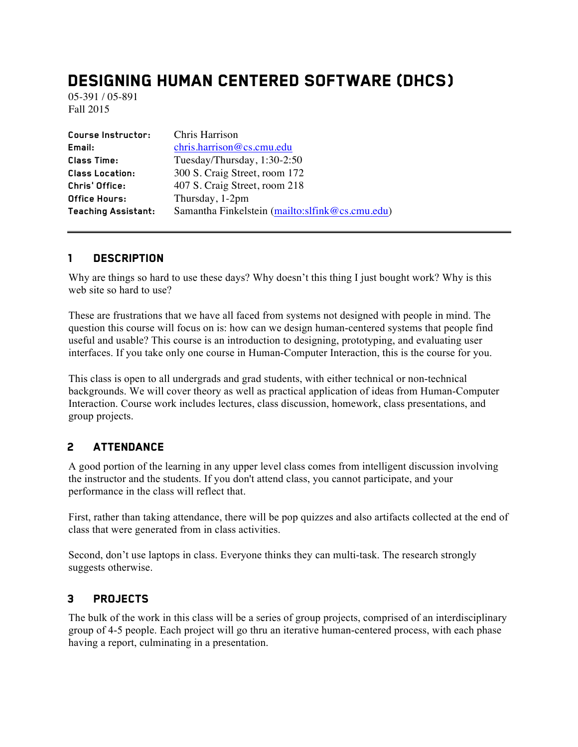# DESIGNING HUMAN CENTERED SOFTWARE (DHCS)

05-391 / 05-891
Fall 2015

| | |
|---|---|
| **Course Instructor:** | Chris Harrison |
| **Email:** | chris.harrison@cs.cmu.edu |
| **Class Time:** | Tuesday/Thursday, 1:30-2:50 |
| **Class Location:** | 300 S. Craig Street, room 172 |
| **Chris' Office:** | 407 S. Craig Street, room 218 |
| **Office Hours:** | Thursday, 1-2pm |
| **Teaching Assistant:** | Samantha Finkelstein (mailto:slfink@cs.cmu.edu) |

---

## 1 DESCRIPTION

Why are things so hard to use these days? Why doesn't this thing I just bought work? Why is this web site so hard to use?

These are frustrations that we have all faced from systems not designed with people in mind. The question this course will focus on is: how can we design human-centered systems that people find useful and usable? This course is an introduction to designing, prototyping, and evaluating user interfaces. If you take only one course in Human-Computer Interaction, this is the course for you.

This class is open to all undergrads and grad students, with either technical or non-technical backgrounds. We will cover theory as well as practical application of ideas from Human-Computer Interaction. Course work includes lectures, class discussion, homework, class presentations, and group projects.

## 2 ATTENDANCE

A good portion of the learning in any upper level class comes from intelligent discussion involving the instructor and the students. If you don't attend class, you cannot participate, and your performance in the class will reflect that.

First, rather than taking attendance, there will be pop quizzes and also artifacts collected at the end of class that were generated from in class activities.

Second, don't use laptops in class. Everyone thinks they can multi-task. The research strongly suggests otherwise.

## 3 PROJECTS

The bulk of the work in this class will be a series of group projects, comprised of an interdisciplinary group of 4-5 people. Each project will go thru an iterative human-centered process, with each phase having a report, culminating in a presentation.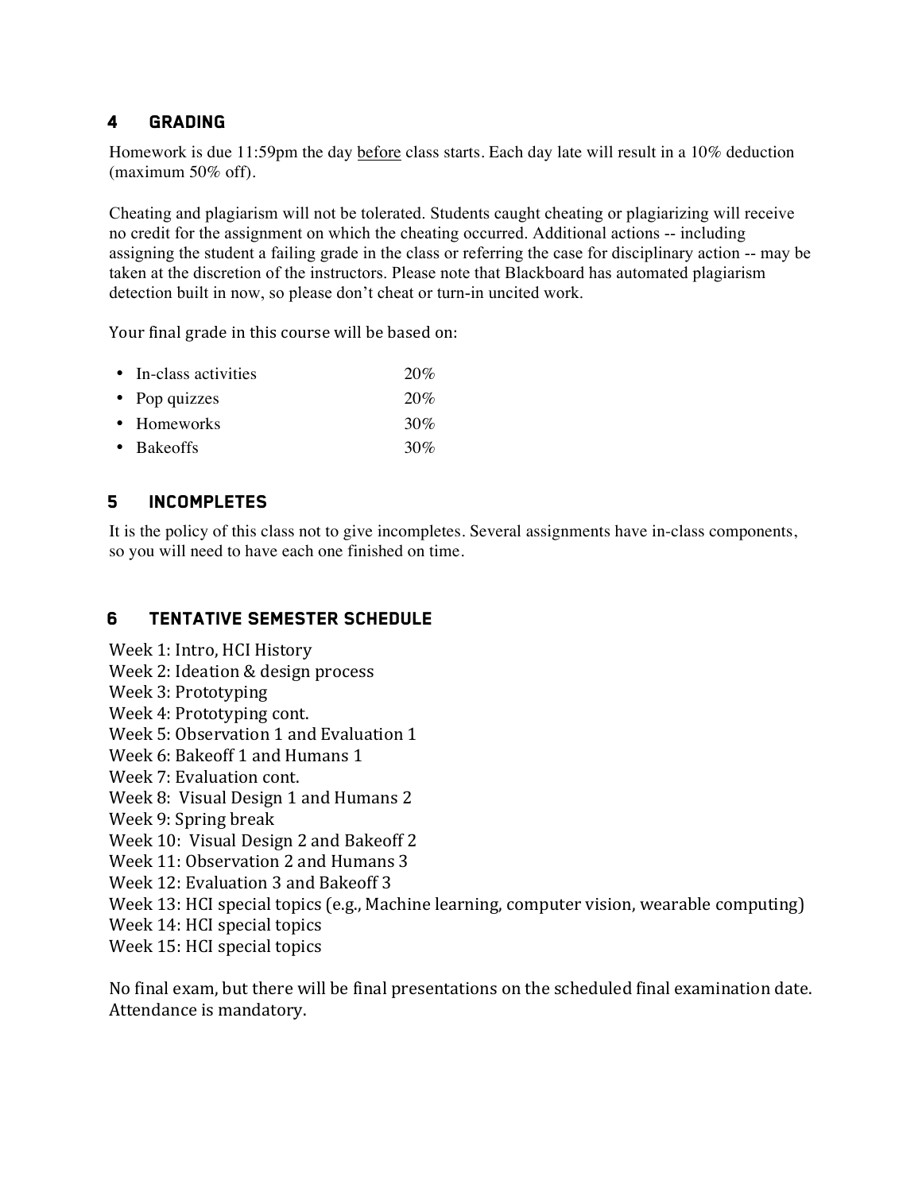## 4 GRADING

Homework is due 11:59pm the day before class starts. Each day late will result in a 10% deduction (maximum 50% off).

Cheating and plagiarism will not be tolerated. Students caught cheating or plagiarizing will receive no credit for the assignment on which the cheating occurred. Additional actions -- including assigning the student a failing grade in the class or referring the case for disciplinary action -- may be taken at the discretion of the instructors. Please note that Blackboard has automated plagiarism detection built in now, so please don't cheat or turn-in uncited work.

Your final grade in this course will be based on:

| | |
|---|---|
| • In-class activities | 20% |
| • Pop quizzes | 20% |
| • Homeworks | 30% |
| • Bakeoffs | 30% |

## 5 INCOMPLETES

It is the policy of this class not to give incompletes. Several assignments have in-class components, so you will need to have each one finished on time.

## 6 TENTATIVE SEMESTER SCHEDULE

Week 1: Intro, HCI History
Week 2: Ideation & design process
Week 3: Prototyping
Week 4: Prototyping cont.
Week 5: Observation 1 and Evaluation 1
Week 6: Bakeoff 1 and Humans 1
Week 7: Evaluation cont.
Week 8: Visual Design 1 and Humans 2
Week 9: Spring break
Week 10: Visual Design 2 and Bakeoff 2
Week 11: Observation 2 and Humans 3
Week 12: Evaluation 3 and Bakeoff 3
Week 13: HCI special topics (e.g., Machine learning, computer vision, wearable computing)
Week 14: HCI special topics
Week 15: HCI special topics

No final exam, but there will be final presentations on the scheduled final examination date. Attendance is mandatory.